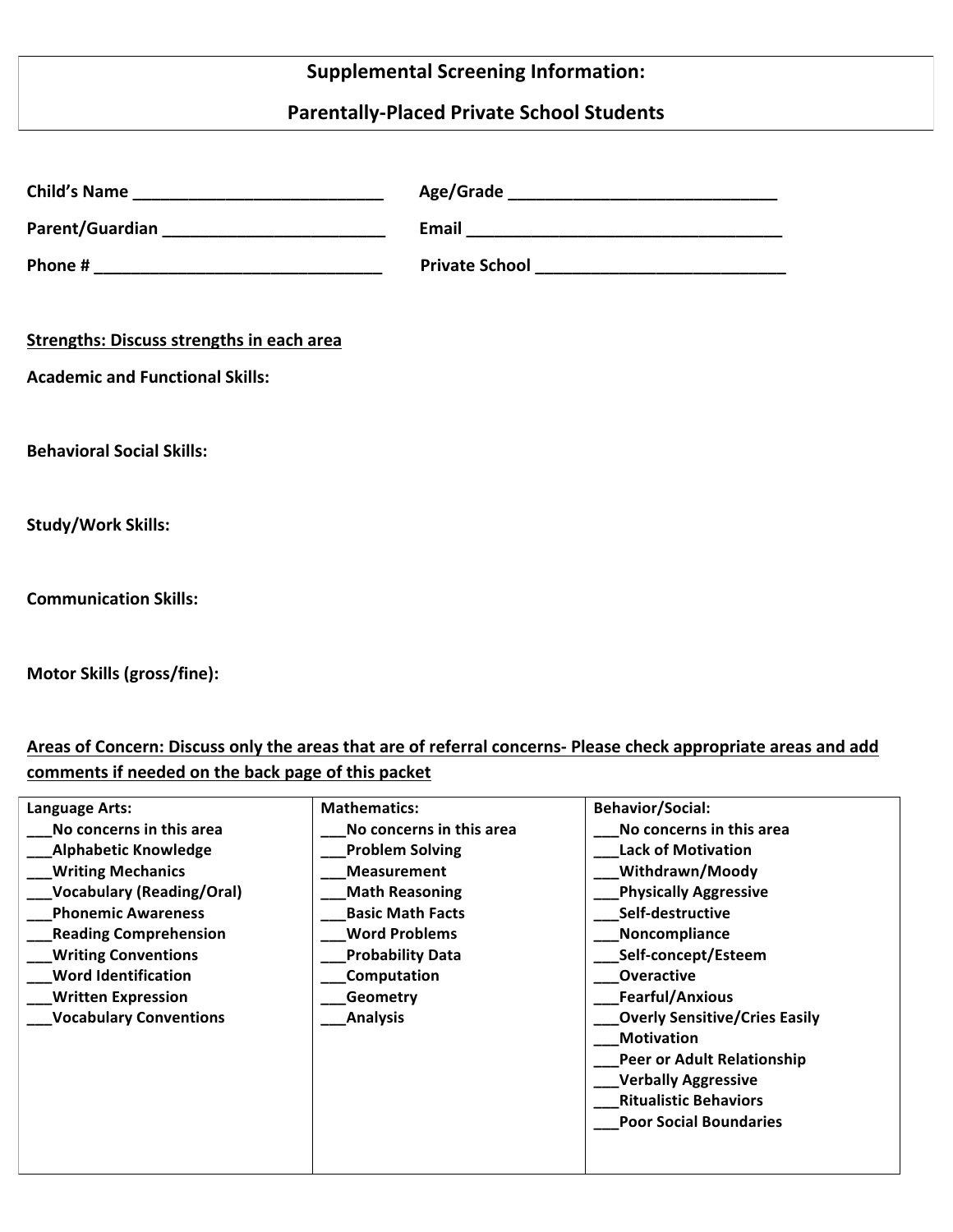# Supplemental Screening Information:

## Parentally-Placed Private School Students

**Child's Name** ___________________________ **Age/Grade** _____________________________

**Parent/Guardian** ________________________ **Email** __________________________________

**Phone #** _______________________________ **Private School** ___________________________

**Strengths: Discuss strengths in each area**

**Academic and Functional Skills:**

**Behavioral Social Skills:**

**Study/Work Skills:**

**Communication Skills:**

**Motor Skills (gross/fine):**

**Areas of Concern: Discuss only the areas that are of referral concerns- Please check appropriate areas and add comments if needed on the back page of this packet**

| Language Arts: | Mathematics: | Behavior/Social: |
|---|---|---|
| ___No concerns in this area | ___No concerns in this area | ___No concerns in this area |
| ___Alphabetic Knowledge | ___Problem Solving | ___Lack of Motivation |
| ___Writing Mechanics | ___Measurement | ___Withdrawn/Moody |
| ___Vocabulary (Reading/Oral) | ___Math Reasoning | ___Physically Aggressive |
| ___Phonemic Awareness | ___Basic Math Facts | ___Self-destructive |
| ___Reading Comprehension | ___Word Problems | ___Noncompliance |
| ___Writing Conventions | ___Probability Data | ___Self-concept/Esteem |
| ___Word Identification | ___Computation | ___Overactive |
| ___Written Expression | ___Geometry | ___Fearful/Anxious |
| ___Vocabulary Conventions | ___Analysis | ___Overly Sensitive/Cries Easily |
| | | ___Motivation |
| | | ___Peer or Adult Relationship |
| | | ___Verbally Aggressive |
| | | ___Ritualistic Behaviors |
| | | ___Poor Social Boundaries |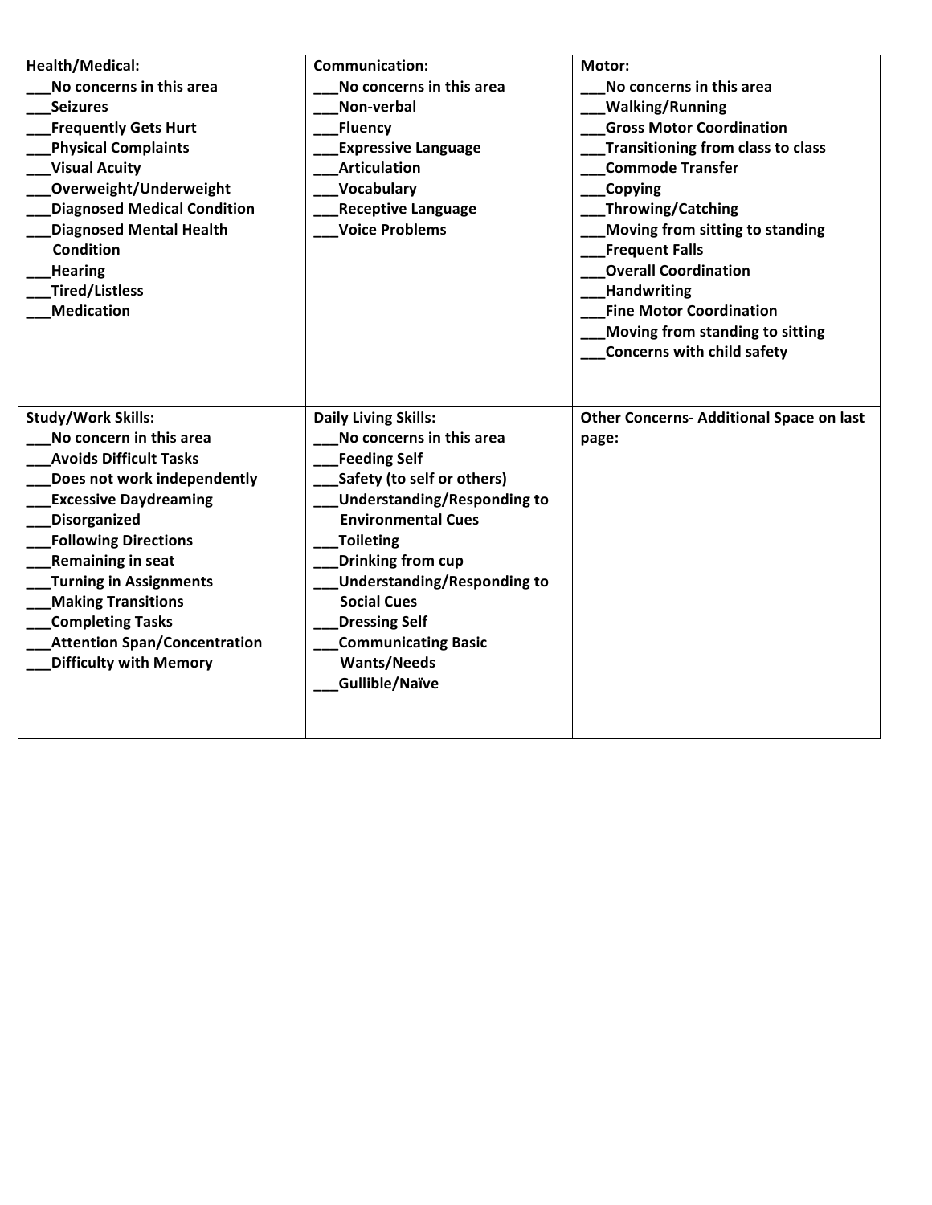**Health/Medical:**

___No concerns in this area
___Seizures
___Frequently Gets Hurt
___Physical Complaints
___Visual Acuity
___Overweight/Underweight
___Diagnosed Medical Condition
___Diagnosed Mental Health Condition
___Hearing
___Tired/Listless
___Medication

**Communication:**

___No concerns in this area
___Non-verbal
___Fluency
___Expressive Language
___Articulation
___Vocabulary
___Receptive Language
___Voice Problems

**Motor:**

___No concerns in this area
___Walking/Running
___Gross Motor Coordination
___Transitioning from class to class
___Commode Transfer
___Copying
___Throwing/Catching
___Moving from sitting to standing
___Frequent Falls
___Overall Coordination
___Handwriting
___Fine Motor Coordination
___Moving from standing to sitting
___Concerns with child safety

**Study/Work Skills:**

___No concern in this area
___Avoids Difficult Tasks
___Does not work independently
___Excessive Daydreaming
___Disorganized
___Following Directions
___Remaining in seat
___Turning in Assignments
___Making Transitions
___Completing Tasks
___Attention Span/Concentration
___Difficulty with Memory

**Daily Living Skills:**

___No concerns in this area
___Feeding Self
___Safety (to self or others)
___Understanding/Responding to Environmental Cues
___Toileting
___Drinking from cup
___Understanding/Responding to Social Cues
___Dressing Self
___Communicating Basic Wants/Needs
___Gullible/Naïve

**Other Concerns- Additional Space on last page:**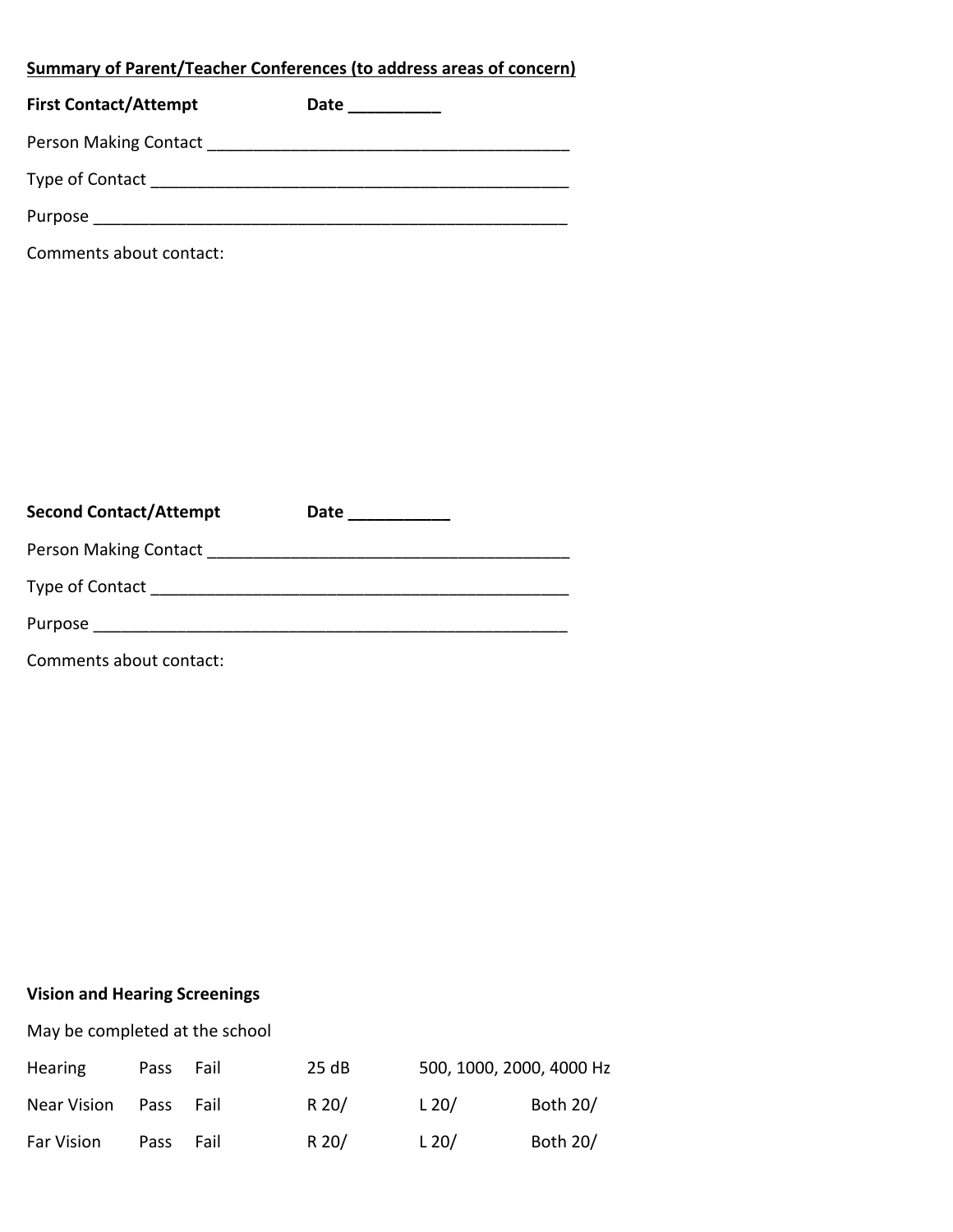**Summary of Parent/Teacher Conferences (to address areas of concern)**

**First Contact/Attempt** **Date __________**

Person Making Contact ________________________________________

Type of Contact ______________________________________________

Purpose _____________________________________________________

Comments about contact:

**Second Contact/Attempt** **Date ___________**

Person Making Contact ________________________________________

Type of Contact ______________________________________________

Purpose _____________________________________________________

Comments about contact:

**Vision and Hearing Screenings**

May be completed at the school

| | | | | | |
|---|---|---|---|---|---|
| Hearing | Pass | Fail | 25 dB | 500, 1000, 2000, 4000 Hz | |
| Near Vision | Pass | Fail | R 20/ | L 20/ | Both 20/ |
| Far Vision | Pass | Fail | R 20/ | L 20/ | Both 20/ |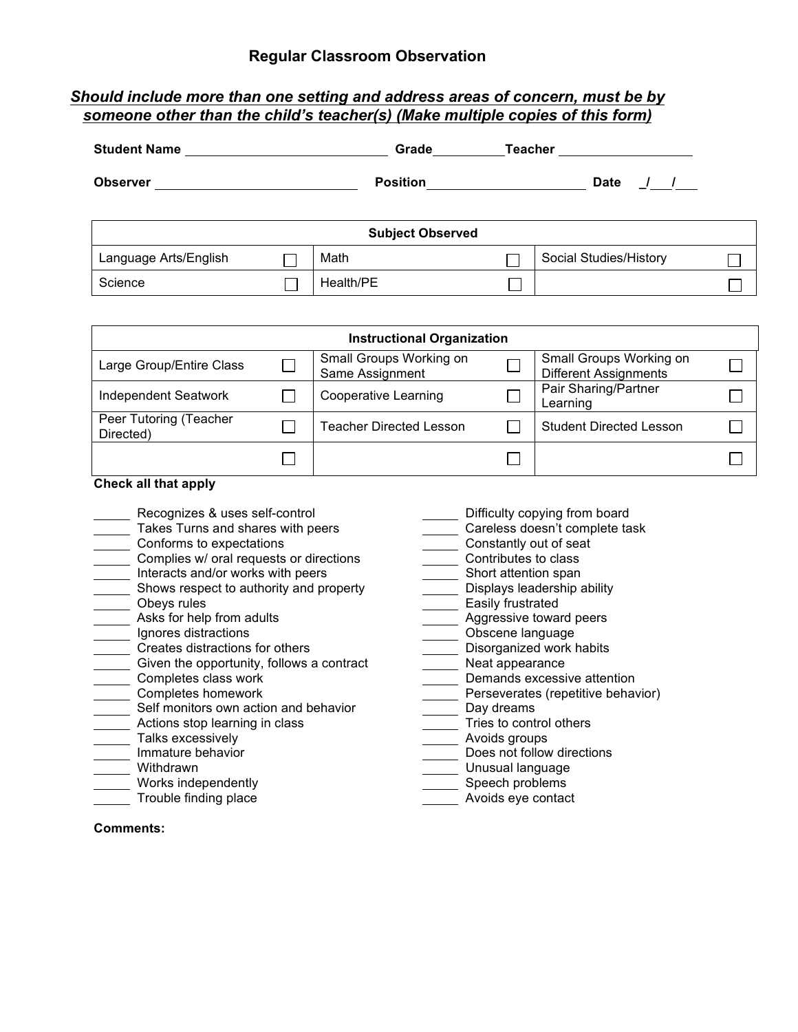## Regular Classroom Observation

***Should include more than one setting and address areas of concern, must be by someone other than the child's teacher(s) (Make multiple copies of this form)***

**Student Name** ____________________________ **Grade**__________**Teacher** __________________

**Observer** ____________________________ **Position**______________________ **Date** _/___/___

| **Subject Observed** | | | | | |
|---|---|---|---|---|---|
| Language Arts/English | ☐ | Math | ☐ | Social Studies/History | ☐ |
| Science | ☐ | Health/PE | ☐ | | ☐ |

| **Instructional Organization** | | | | | |
|---|---|---|---|---|---|
| Large Group/Entire Class | ☐ | Small Groups Working on Same Assignment | ☐ | Small Groups Working on Different Assignments | ☐ |
| Independent Seatwork | ☐ | Cooperative Learning | ☐ | Pair Sharing/Partner Learning | ☐ |
| Peer Tutoring (Teacher Directed) | ☐ | Teacher Directed Lesson | ☐ | Student Directed Lesson | ☐ |
| | ☐ | | ☐ | | ☐ |

**Check all that apply**

_____ Recognizes & uses self-control
_____ Takes Turns and shares with peers
_____ Conforms to expectations
_____ Complies w/ oral requests or directions
_____ Interacts and/or works with peers
_____ Shows respect to authority and property
_____ Obeys rules
_____ Asks for help from adults
_____ Ignores distractions
_____ Creates distractions for others
_____ Given the opportunity, follows a contract
_____ Completes class work
_____ Completes homework
_____ Self monitors own action and behavior
_____ Actions stop learning in class
_____ Talks excessively
_____ Immature behavior
_____ Withdrawn
_____ Works independently
_____ Trouble finding place

_____ Difficulty copying from board
_____ Careless doesn't complete task
_____ Constantly out of seat
_____ Contributes to class
_____ Short attention span
_____ Displays leadership ability
_____ Easily frustrated
_____ Aggressive toward peers
_____ Obscene language
_____ Disorganized work habits
_____ Neat appearance
_____ Demands excessive attention
_____ Perseverates (repetitive behavior)
_____ Day dreams
_____ Tries to control others
_____ Avoids groups
_____ Does not follow directions
_____ Unusual language
_____ Speech problems
_____ Avoids eye contact

**Comments:**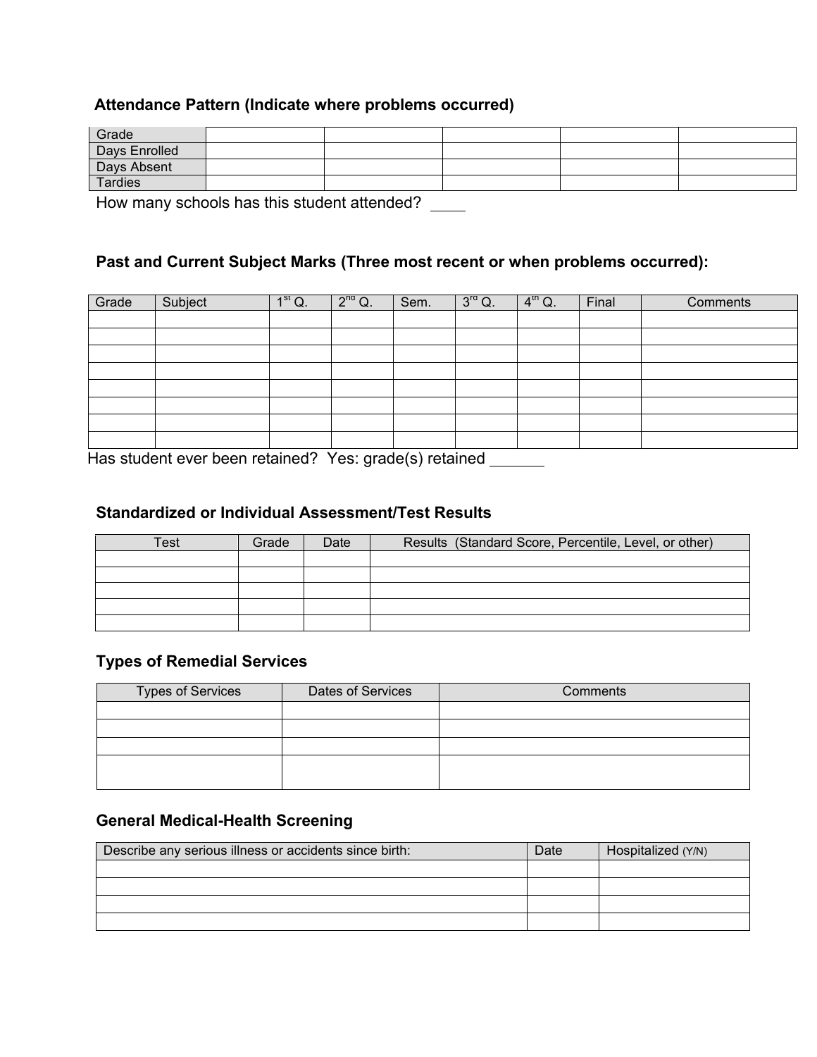### Attendance Pattern (Indicate where problems occurred)

| Grade | | | | | |
|---|---|---|---|---|---|
| Days Enrolled | | | | | |
| Days Absent | | | | | |
| Tardies | | | | | |

How many schools has this student attended? ____

### Past and Current Subject Marks (Three most recent or when problems occurred):

| Grade | Subject | 1st Q. | 2nd Q. | Sem. | 3rd Q. | 4th Q. | Final | Comments |
|---|---|---|---|---|---|---|---|---|
| | | | | | | | | |
| | | | | | | | | |
| | | | | | | | | |
| | | | | | | | | |
| | | | | | | | | |
| | | | | | | | | |
| | | | | | | | | |
| | | | | | | | | |

Has student ever been retained? Yes: grade(s) retained ______

### Standardized or Individual Assessment/Test Results

| Test | Grade | Date | Results (Standard Score, Percentile, Level, or other) |
|---|---|---|---|
| | | | |
| | | | |
| | | | |
| | | | |
| | | | |

### Types of Remedial Services

| Types of Services | Dates of Services | Comments |
|---|---|---|
| | | |
| | | |
| | | |
| | | |

### General Medical-Health Screening

| Describe any serious illness or accidents since birth: | Date | Hospitalized (Y/N) |
|---|---|---|
| | | |
| | | |
| | | |
| | | |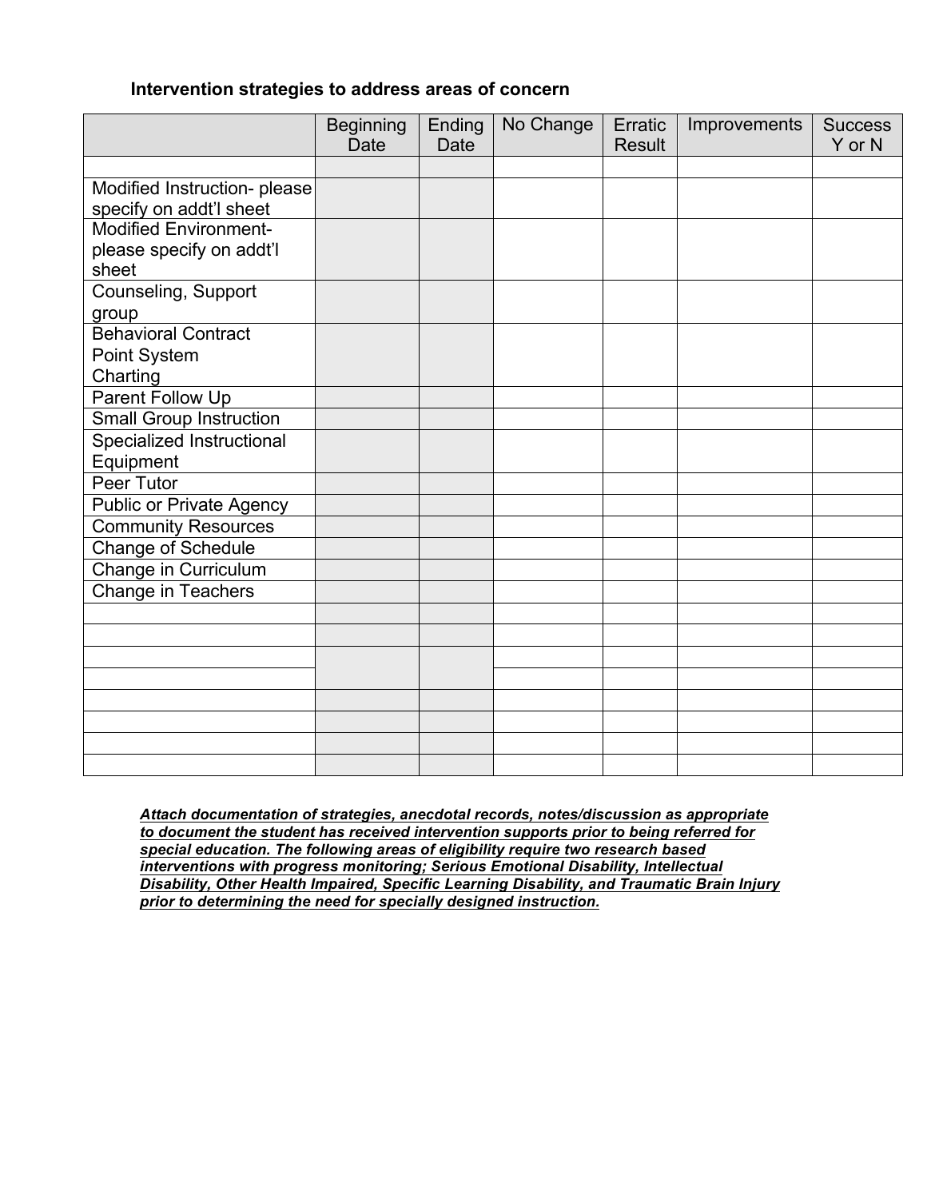### Intervention strategies to address areas of concern

| | Beginning Date | Ending Date | No Change | Erratic Result | Improvements | Success Y or N |
|---|---|---|---|---|---|---|
| | | | | | | |
| Modified Instruction- please specify on addt'l sheet | | | | | | |
| Modified Environment- please specify on addt'l sheet | | | | | | |
| Counseling, Support group | | | | | | |
| Behavioral Contract Point System Charting | | | | | | |
| Parent Follow Up | | | | | | |
| Small Group Instruction | | | | | | |
| Specialized Instructional Equipment | | | | | | |
| Peer Tutor | | | | | | |
| Public or Private Agency | | | | | | |
| Community Resources | | | | | | |
| Change of Schedule | | | | | | |
| Change in Curriculum | | | | | | |
| Change in Teachers | | | | | | |
| | | | | | | |
| | | | | | | |
| | | | | | | |
| | | | | | | |
| | | | | | | |
| | | | | | | |
| | | | | | | |
| | | | | | | |

***Attach documentation of strategies, anecdotal records, notes/discussion as appropriate to document the student has received intervention supports prior to being referred for special education. The following areas of eligibility require two research based interventions with progress monitoring; Serious Emotional Disability, Intellectual Disability, Other Health Impaired, Specific Learning Disability, and Traumatic Brain Injury prior to determining the need for specially designed instruction.***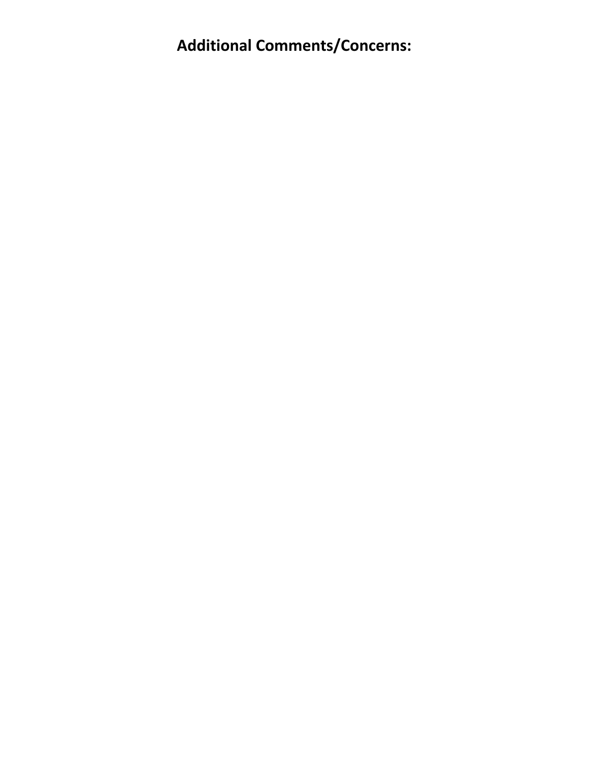# Additional Comments/Concerns: